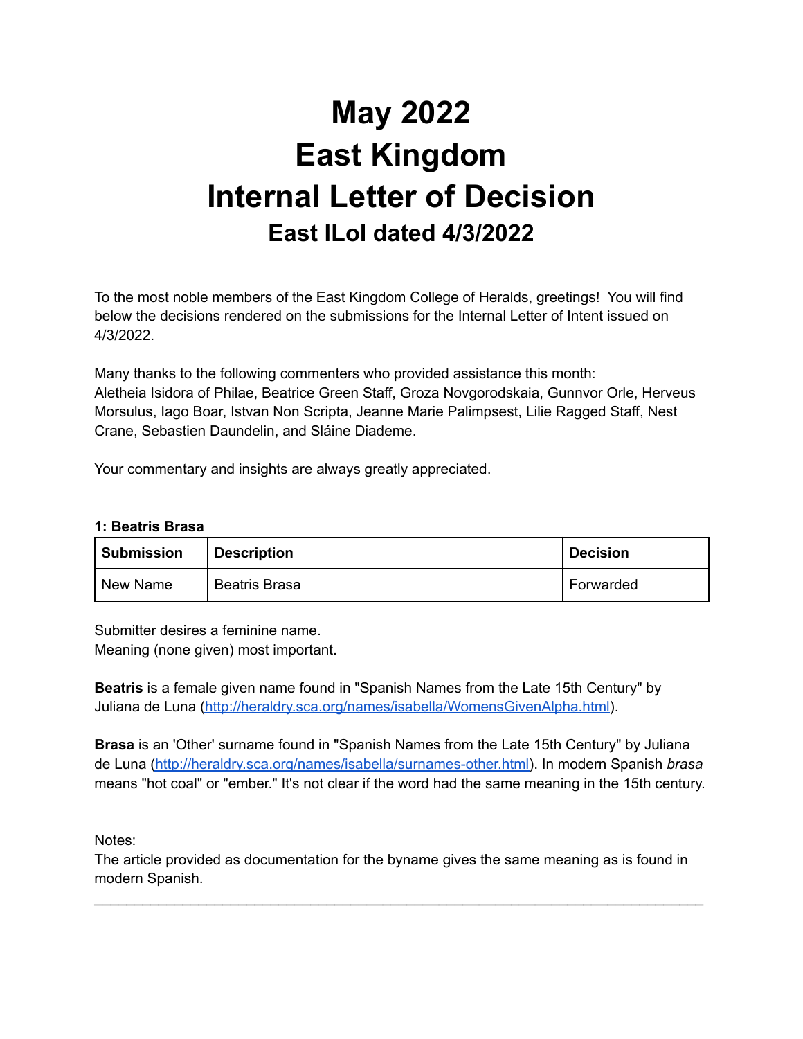# May 2022
# East Kingdom
# Internal Letter of Decision
## East ILoI dated 4/3/2022

To the most noble members of the East Kingdom College of Heralds, greetings! You will find below the decisions rendered on the submissions for the Internal Letter of Intent issued on 4/3/2022.

Many thanks to the following commenters who provided assistance this month: Aletheia Isidora of Philae, Beatrice Green Staff, Groza Novgorodskaia, Gunnvor Orle, Herveus Morsulus, Iago Boar, Istvan Non Scripta, Jeanne Marie Palimpsest, Lilie Ragged Staff, Nest Crane, Sebastien Daundelin, and Sláine Diademe.

Your commentary and insights are always greatly appreciated.

**1: Beatris Brasa**

| Submission | Description | Decision |
|---|---|---|
| New Name | Beatris Brasa | Forwarded |

Submitter desires a feminine name.
Meaning (none given) most important.

**Beatris** is a female given name found in "Spanish Names from the Late 15th Century" by Juliana de Luna (http://heraldry.sca.org/names/isabella/WomensGivenAlpha.html).

**Brasa** is an 'Other' surname found in "Spanish Names from the Late 15th Century" by Juliana de Luna (http://heraldry.sca.org/names/isabella/surnames-other.html). In modern Spanish *brasa* means "hot coal" or "ember." It's not clear if the word had the same meaning in the 15th century.

Notes:
The article provided as documentation for the byname gives the same meaning as is found in modern Spanish.

---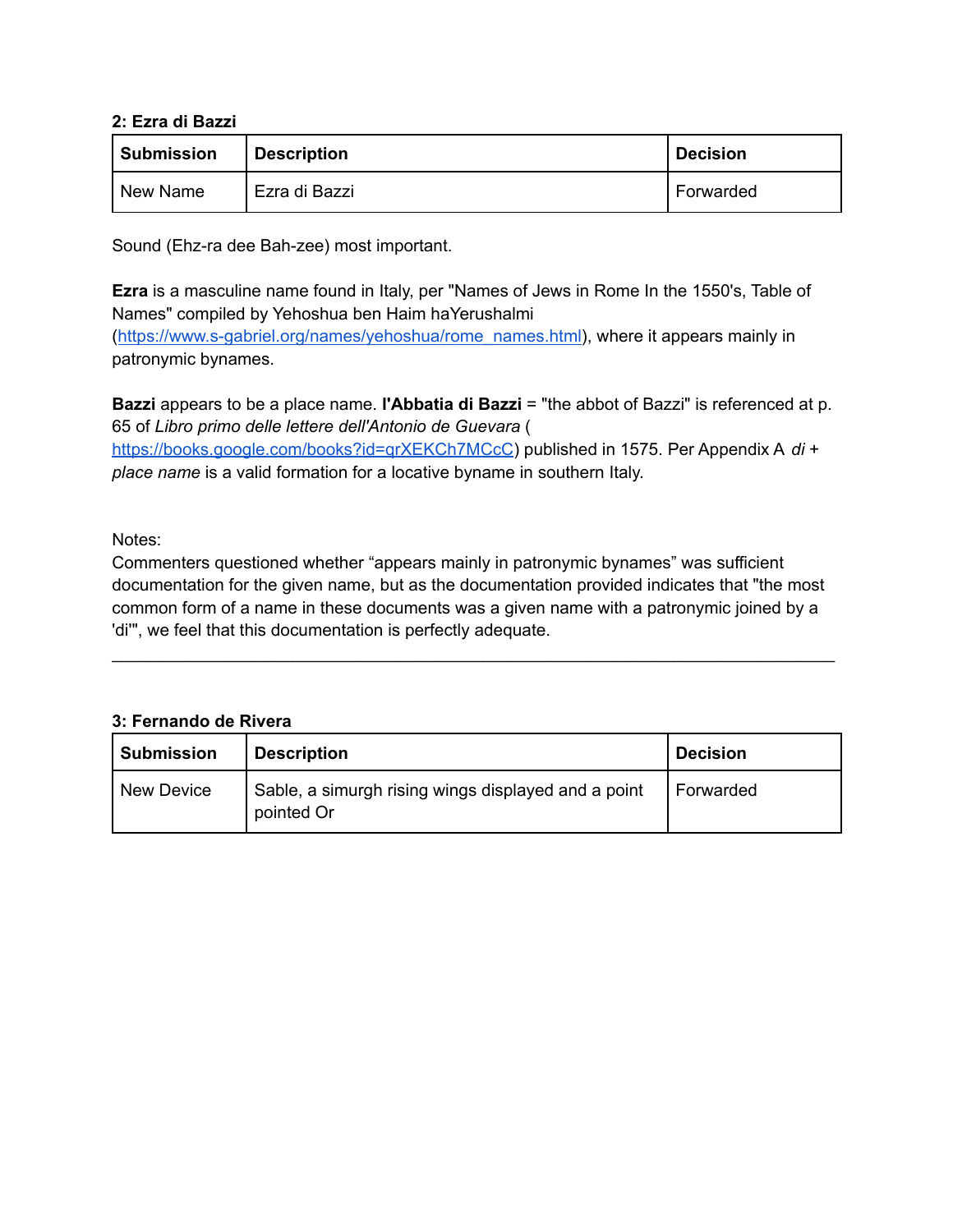**2: Ezra di Bazzi**

| Submission | Description | Decision |
|---|---|---|
| New Name | Ezra di Bazzi | Forwarded |

Sound (Ehz-ra dee Bah-zee) most important.

**Ezra** is a masculine name found in Italy, per "Names of Jews in Rome In the 1550's, Table of Names" compiled by Yehoshua ben Haim haYerushalmi (https://www.s-gabriel.org/names/yehoshua/rome_names.html), where it appears mainly in patronymic bynames.

**Bazzi** appears to be a place name. **l'Abbatia di Bazzi** = "the abbot of Bazzi" is referenced at p. 65 of *Libro primo delle lettere dell'Antonio de Guevara* (https://books.google.com/books?id=qrXEKCh7MCcC) published in 1575. Per Appendix A *di + place name* is a valid formation for a locative byname in southern Italy.

Notes:
Commenters questioned whether "appears mainly in patronymic bynames" was sufficient documentation for the given name, but as the documentation provided indicates that "the most common form of a name in these documents was a given name with a patronymic joined by a 'di'", we feel that this documentation is perfectly adequate.

---

**3: Fernando de Rivera**

| Submission | Description | Decision |
|---|---|---|
| New Device | Sable, a simurgh rising wings displayed and a point pointed Or | Forwarded |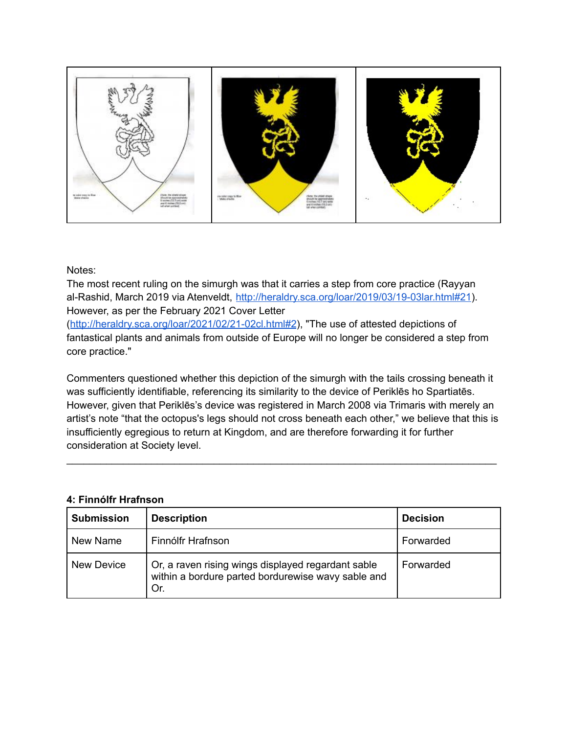Notes:

The most recent ruling on the simurgh was that it carries a step from core practice (Rayyan al-Rashid, March 2019 via Atenveldt, [http://heraldry.sca.org/loar/2019/03/19-03lar.html#21](http://heraldry.sca.org/loar/2019/03/19-03lar.html#21)). However, as per the February 2021 Cover Letter ([http://heraldry.sca.org/loar/2021/02/21-02cl.html#2](http://heraldry.sca.org/loar/2021/02/21-02cl.html#2)), "The use of attested depictions of fantastical plants and animals from outside of Europe will no longer be considered a step from core practice."

Commenters questioned whether this depiction of the simurgh with the tails crossing beneath it was sufficiently identifiable, referencing its similarity to the device of Periklēs ho Spartiatēs. However, given that Periklēs's device was registered in March 2008 via Trimaris with merely an artist's note "that the octopus's legs should not cross beneath each other," we believe that this is insufficiently egregious to return at Kingdom, and are therefore forwarding it for further consideration at Society level.

---

**4: Finnólfr Hrafnson**

| Submission | Description | Decision |
|---|---|---|
| New Name | Finnólfr Hrafnson | Forwarded |
| New Device | Or, a raven rising wings displayed regardant sable within a bordure parted bordurewise wavy sable and Or. | Forwarded |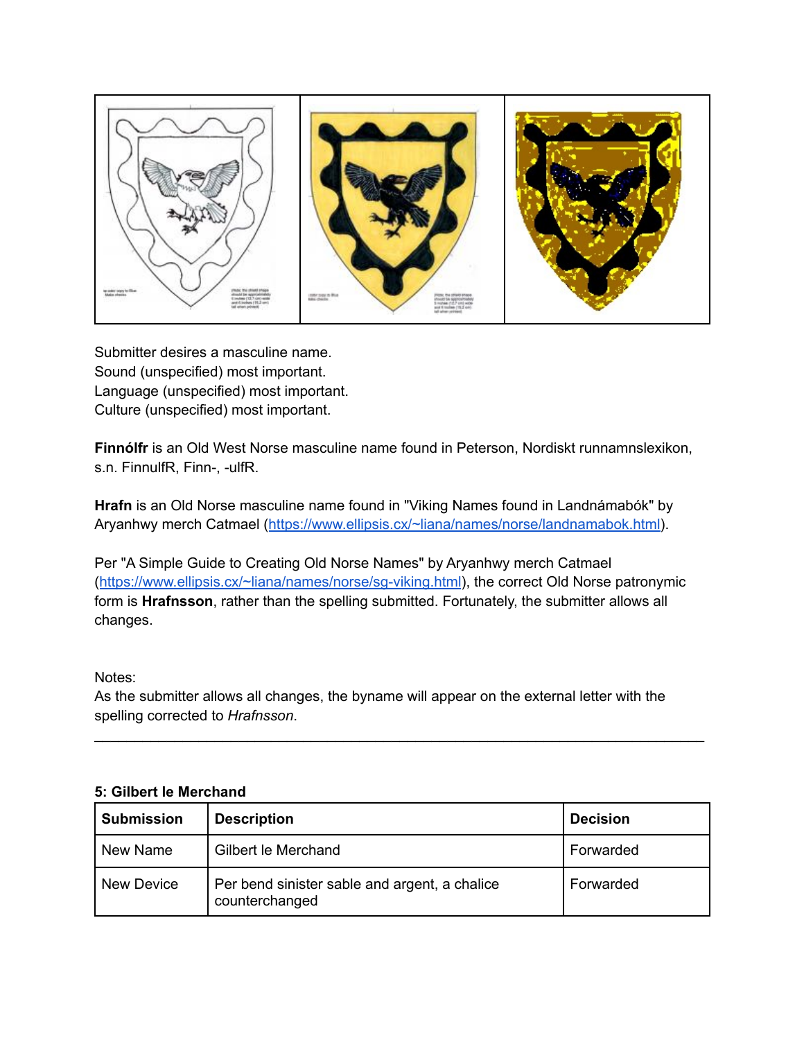Submitter desires a masculine name.
Sound (unspecified) most important.
Language (unspecified) most important.
Culture (unspecified) most important.

**Finnólfr** is an Old West Norse masculine name found in Peterson, Nordiskt runnamnslexikon, s.n. FinnulfR, Finn-, -ulfR.

**Hrafn** is an Old Norse masculine name found in "Viking Names found in Landnámabók" by Aryanhwy merch Catmael (https://www.ellipsis.cx/~liana/names/norse/landnamabok.html).

Per "A Simple Guide to Creating Old Norse Names" by Aryanhwy merch Catmael (https://www.ellipsis.cx/~liana/names/norse/sg-viking.html), the correct Old Norse patronymic form is **Hrafnsson**, rather than the spelling submitted. Fortunately, the submitter allows all changes.

Notes:
As the submitter allows all changes, the byname will appear on the external letter with the spelling corrected to *Hrafnsson*.

---

**5: Gilbert le Merchand**

| Submission | Description | Decision |
|---|---|---|
| New Name | Gilbert le Merchand | Forwarded |
| New Device | Per bend sinister sable and argent, a chalice counterchanged | Forwarded |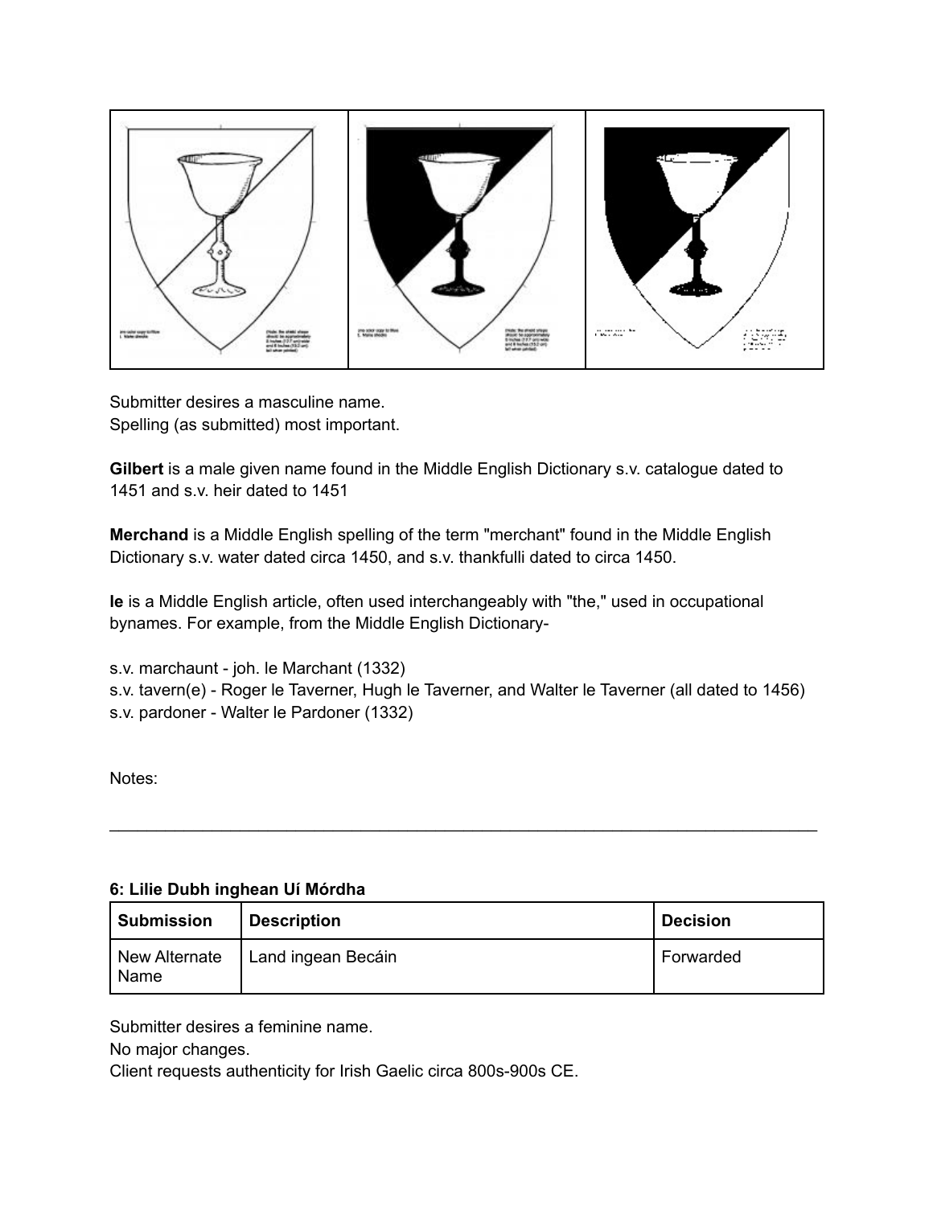Submitter desires a masculine name.
Spelling (as submitted) most important.

**Gilbert** is a male given name found in the Middle English Dictionary s.v. catalogue dated to 1451 and s.v. heir dated to 1451

**Merchand** is a Middle English spelling of the term "merchant" found in the Middle English Dictionary s.v. water dated circa 1450, and s.v. thankfulli dated to circa 1450.

**le** is a Middle English article, often used interchangeably with "the," used in occupational bynames. For example, from the Middle English Dictionary-

s.v. marchaunt - joh. le Marchant (1332)
s.v. tavern(e) - Roger le Taverner, Hugh le Taverner, and Walter le Taverner (all dated to 1456)
s.v. pardoner - Walter le Pardoner (1332)

Notes:

---

**6: Lilie Dubh inghean Uí Mórdha**

| Submission | Description | Decision |
| --- | --- | --- |
| New Alternate Name | Land ingean Becáin | Forwarded |

Submitter desires a feminine name.
No major changes.
Client requests authenticity for Irish Gaelic circa 800s-900s CE.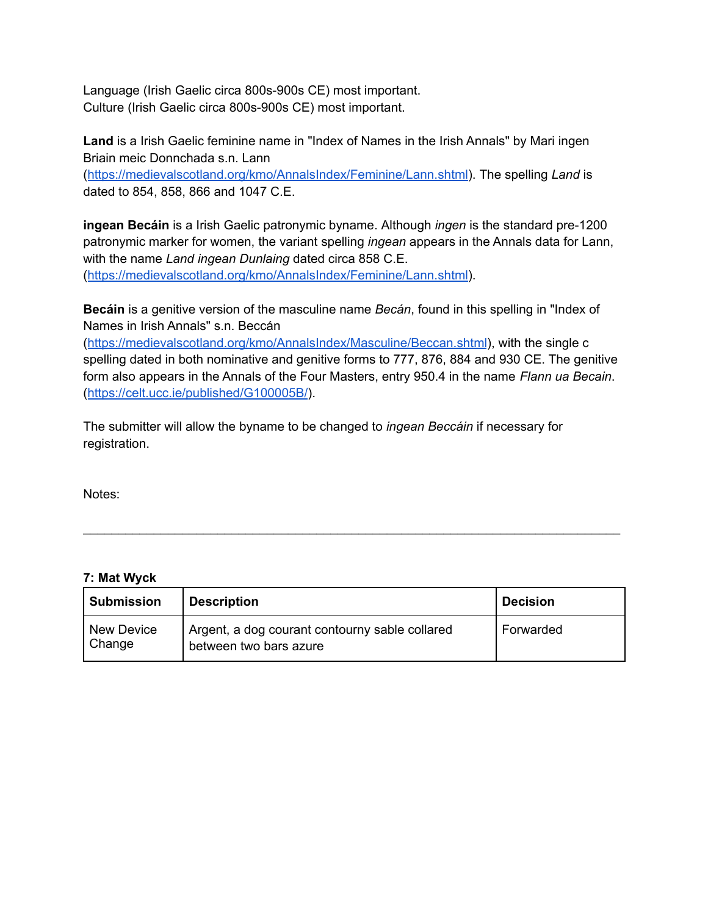Language (Irish Gaelic circa 800s-900s CE) most important.
Culture (Irish Gaelic circa 800s-900s CE) most important.

**Land** is a Irish Gaelic feminine name in "Index of Names in the Irish Annals" by Mari ingen Briain meic Donnchada s.n. Lann (https://medievalscotland.org/kmo/AnnalsIndex/Feminine/Lann.shtml). The spelling *Land* is dated to 854, 858, 866 and 1047 C.E.

**ingean Becáin** is a Irish Gaelic patronymic byname. Although *ingen* is the standard pre-1200 patronymic marker for women, the variant spelling *ingean* appears in the Annals data for Lann, with the name *Land ingean Dunlaing* dated circa 858 C.E. (https://medievalscotland.org/kmo/AnnalsIndex/Feminine/Lann.shtml).

**Becáin** is a genitive version of the masculine name *Becán*, found in this spelling in "Index of Names in Irish Annals" s.n. Beccán (https://medievalscotland.org/kmo/AnnalsIndex/Masculine/Beccan.shtml), with the single c spelling dated in both nominative and genitive forms to 777, 876, 884 and 930 CE. The genitive form also appears in the Annals of the Four Masters, entry 950.4 in the name *Flann ua Becain*. (https://celt.ucc.ie/published/G100005B/).

The submitter will allow the byname to be changed to *ingean Beccáin* if necessary for registration.

Notes:

---

**7: Mat Wyck**

| Submission | Description | Decision |
|---|---|---|
| New Device Change | Argent, a dog courant contourny sable collared between two bars azure | Forwarded |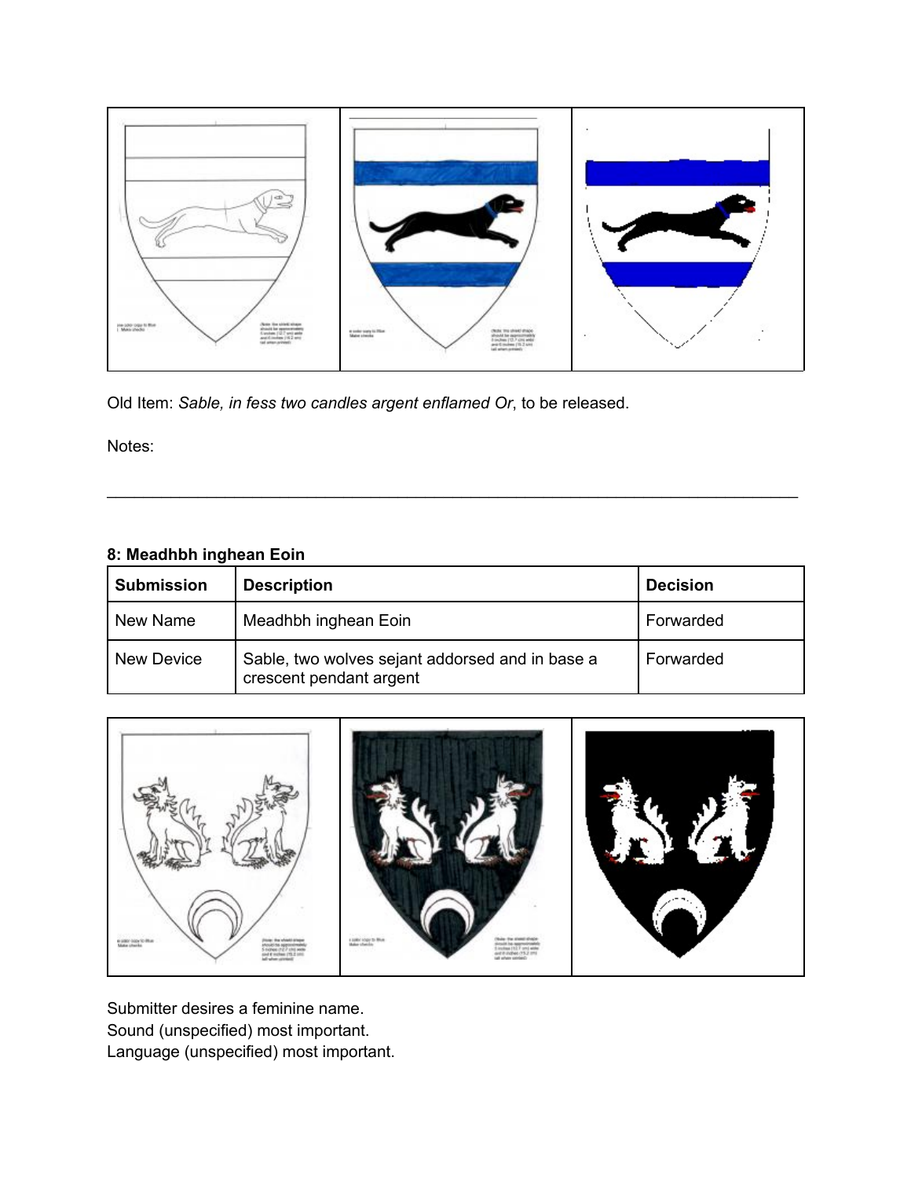Old Item: *Sable, in fess two candles argent enflamed Or*, to be released.

Notes:

---

**8: Meadhbh inghean Eoin**

| Submission | Description | Decision |
|---|---|---|
| New Name | Meadhbh inghean Eoin | Forwarded |
| New Device | Sable, two wolves sejant addorsed and in base a crescent pendant argent | Forwarded |

Submitter desires a feminine name.
Sound (unspecified) most important.
Language (unspecified) most important.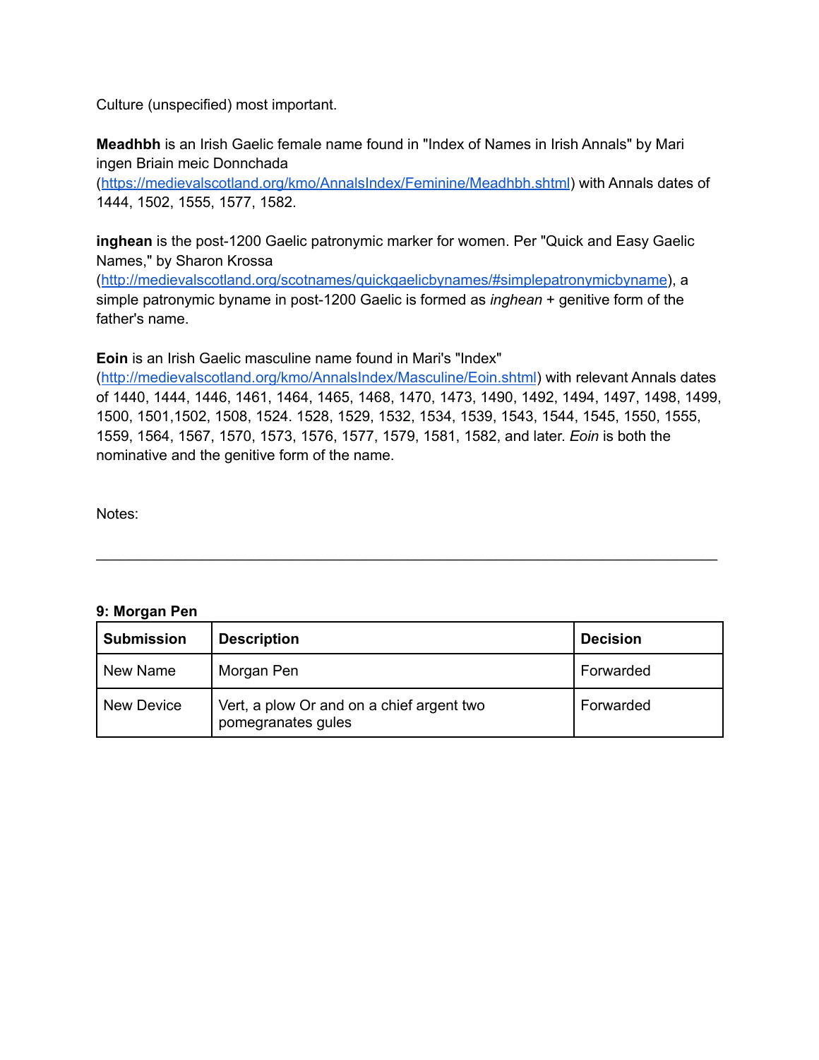Culture (unspecified) most important.

**Meadhbh** is an Irish Gaelic female name found in "Index of Names in Irish Annals" by Mari ingen Briain meic Donnchada (https://medievalscotland.org/kmo/AnnalsIndex/Feminine/Meadhbh.shtml) with Annals dates of 1444, 1502, 1555, 1577, 1582.

**inghean** is the post-1200 Gaelic patronymic marker for women. Per "Quick and Easy Gaelic Names," by Sharon Krossa (http://medievalscotland.org/scotnames/quickgaelicbynames/#simplepatronymicbyname), a simple patronymic byname in post-1200 Gaelic is formed as *inghean* + genitive form of the father's name.

**Eoin** is an Irish Gaelic masculine name found in Mari's "Index" (http://medievalscotland.org/kmo/AnnalsIndex/Masculine/Eoin.shtml) with relevant Annals dates of 1440, 1444, 1446, 1461, 1464, 1465, 1468, 1470, 1473, 1490, 1492, 1494, 1497, 1498, 1499, 1500, 1501,1502, 1508, 1524. 1528, 1529, 1532, 1534, 1539, 1543, 1544, 1545, 1550, 1555, 1559, 1564, 1567, 1570, 1573, 1576, 1577, 1579, 1581, 1582, and later. *Eoin* is both the nominative and the genitive form of the name.

Notes:

---

**9: Morgan Pen**

| Submission | Description | Decision |
|---|---|---|
| New Name | Morgan Pen | Forwarded |
| New Device | Vert, a plow Or and on a chief argent two pomegranates gules | Forwarded |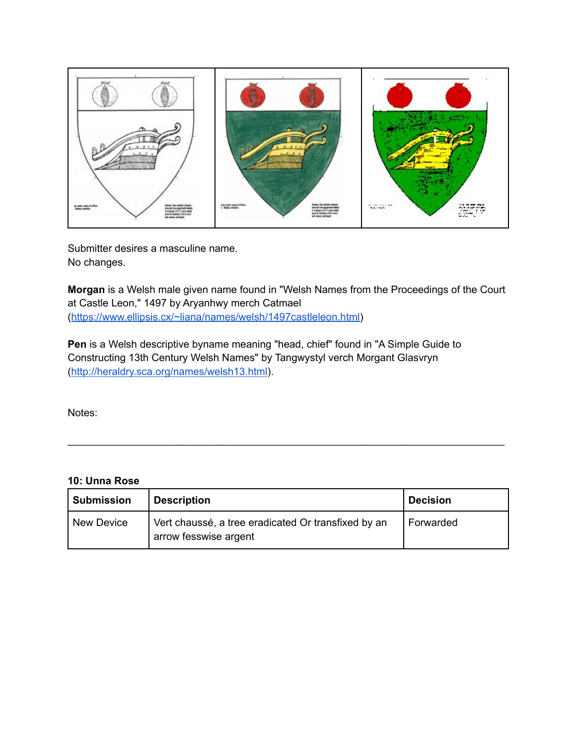Submitter desires a masculine name.
No changes.

**Morgan** is a Welsh male given name found in "Welsh Names from the Proceedings of the Court at Castle Leon," 1497 by Aryanhwy merch Catmael (https://www.ellipsis.cx/~liana/names/welsh/1497castleleon.html)

**Pen** is a Welsh descriptive byname meaning "head, chief" found in "A Simple Guide to Constructing 13th Century Welsh Names" by Tangwystyl verch Morgant Glasvryn (http://heraldry.sca.org/names/welsh13.html).

Notes:

---

### 10: Unna Rose

| Submission | Description | Decision |
|---|---|---|
| New Device | Vert chaussé, a tree eradicated Or transfixed by an arrow fesswise argent | Forwarded |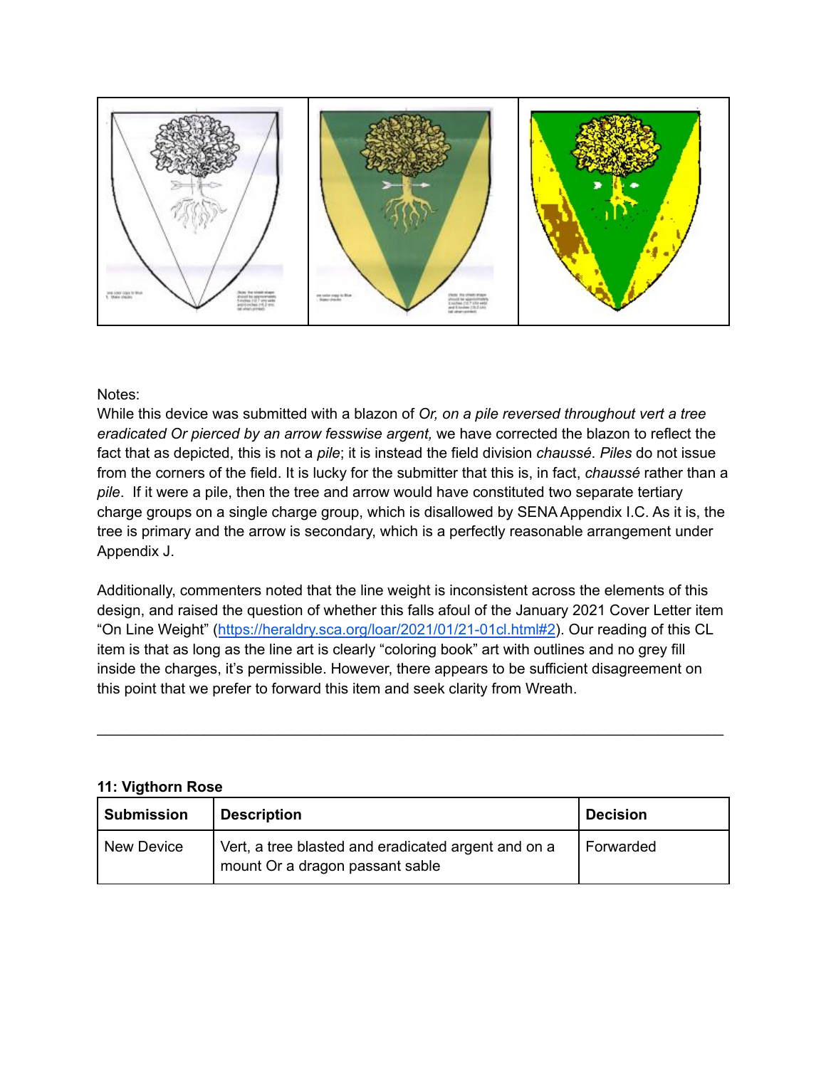Notes:

While this device was submitted with a blazon of *Or, on a pile reversed throughout vert a tree eradicated Or pierced by an arrow fesswise argent,* we have corrected the blazon to reflect the fact that as depicted, this is not a *pile*; it is instead the field division *chaussé*. *Piles* do not issue from the corners of the field. It is lucky for the submitter that this is, in fact, *chaussé* rather than a *pile*. If it were a pile, then the tree and arrow would have constituted two separate tertiary charge groups on a single charge group, which is disallowed by SENA Appendix I.C. As it is, the tree is primary and the arrow is secondary, which is a perfectly reasonable arrangement under Appendix J.

Additionally, commenters noted that the line weight is inconsistent across the elements of this design, and raised the question of whether this falls afoul of the January 2021 Cover Letter item "On Line Weight" (https://heraldry.sca.org/loar/2021/01/21-01cl.html#2). Our reading of this CL item is that as long as the line art is clearly "coloring book" art with outlines and no grey fill inside the charges, it's permissible. However, there appears to be sufficient disagreement on this point that we prefer to forward this item and seek clarity from Wreath.

---

**11: Vigthorn Rose**

| Submission | Description | Decision |
| --- | --- | --- |
| New Device | Vert, a tree blasted and eradicated argent and on a mount Or a dragon passant sable | Forwarded |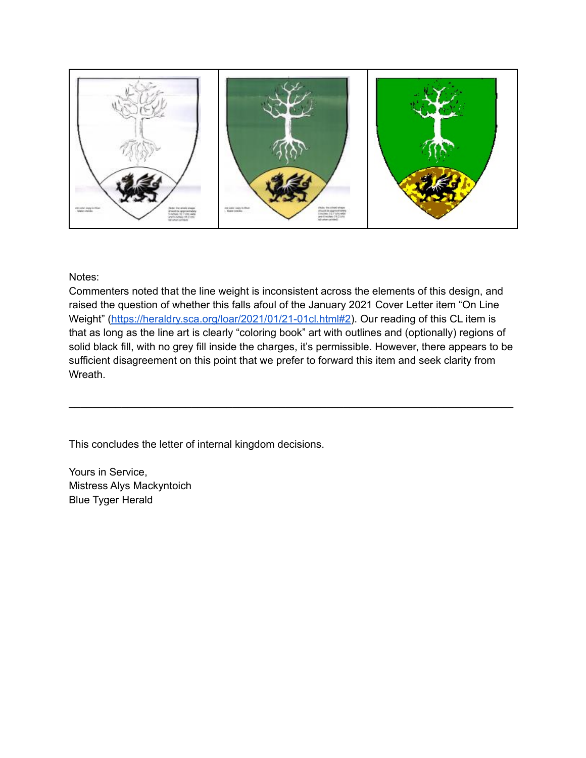Notes:
Commenters noted that the line weight is inconsistent across the elements of this design, and raised the question of whether this falls afoul of the January 2021 Cover Letter item "On Line Weight" (https://heraldry.sca.org/loar/2021/01/21-01cl.html#2). Our reading of this CL item is that as long as the line art is clearly "coloring book" art with outlines and (optionally) regions of solid black fill, with no grey fill inside the charges, it's permissible. However, there appears to be sufficient disagreement on this point that we prefer to forward this item and seek clarity from Wreath.

---

This concludes the letter of internal kingdom decisions.

Yours in Service,
Mistress Alys Mackyntoich
Blue Tyger Herald